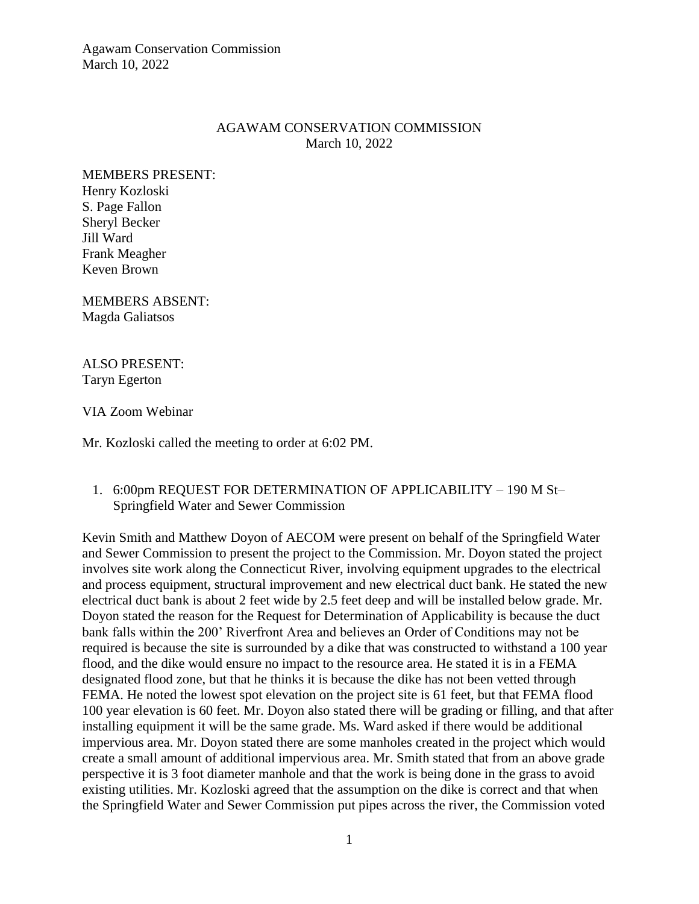# AGAWAM CONSERVATION COMMISSION
March 10, 2022

MEMBERS PRESENT:
Henry Kozloski
S. Page Fallon
Sheryl Becker
Jill Ward
Frank Meagher
Keven Brown

MEMBERS ABSENT:
Magda Galiatsos

ALSO PRESENT:
Taryn Egerton

VIA Zoom Webinar

Mr. Kozloski called the meeting to order at 6:02 PM.

1. 6:00pm REQUEST FOR DETERMINATION OF APPLICABILITY – 190 M St– Springfield Water and Sewer Commission

Kevin Smith and Matthew Doyon of AECOM were present on behalf of the Springfield Water and Sewer Commission to present the project to the Commission. Mr. Doyon stated the project involves site work along the Connecticut River, involving equipment upgrades to the electrical and process equipment, structural improvement and new electrical duct bank. He stated the new electrical duct bank is about 2 feet wide by 2.5 feet deep and will be installed below grade. Mr. Doyon stated the reason for the Request for Determination of Applicability is because the duct bank falls within the 200' Riverfront Area and believes an Order of Conditions may not be required is because the site is surrounded by a dike that was constructed to withstand a 100 year flood, and the dike would ensure no impact to the resource area. He stated it is in a FEMA designated flood zone, but that he thinks it is because the dike has not been vetted through FEMA. He noted the lowest spot elevation on the project site is 61 feet, but that FEMA flood 100 year elevation is 60 feet. Mr. Doyon also stated there will be grading or filling, and that after installing equipment it will be the same grade. Ms. Ward asked if there would be additional impervious area. Mr. Doyon stated there are some manholes created in the project which would create a small amount of additional impervious area. Mr. Smith stated that from an above grade perspective it is 3 foot diameter manhole and that the work is being done in the grass to avoid existing utilities. Mr. Kozloski agreed that the assumption on the dike is correct and that when the Springfield Water and Sewer Commission put pipes across the river, the Commission voted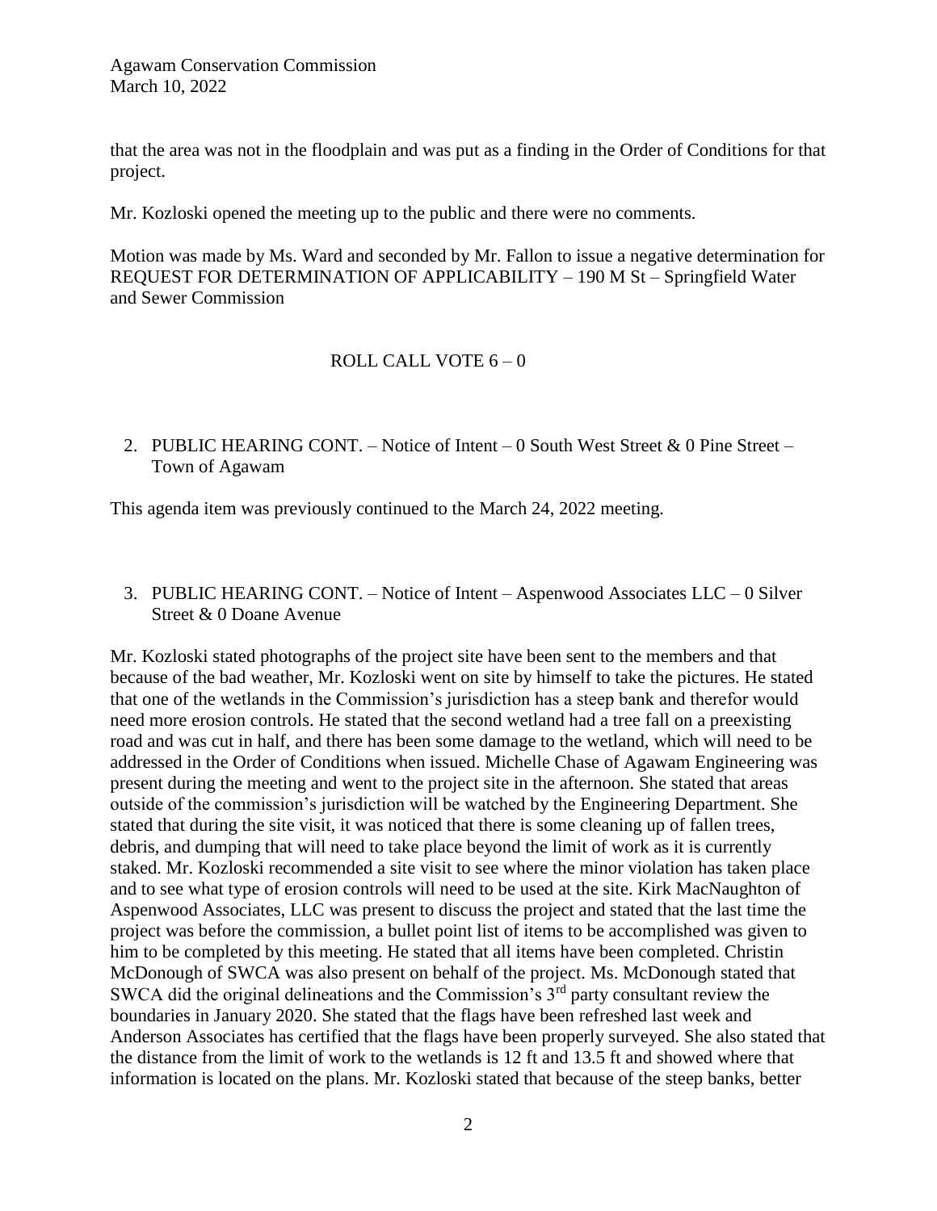that the area was not in the floodplain and was put as a finding in the Order of Conditions for that project.

Mr. Kozloski opened the meeting up to the public and there were no comments.

Motion was made by Ms. Ward and seconded by Mr. Fallon to issue a negative determination for REQUEST FOR DETERMINATION OF APPLICABILITY – 190 M St – Springfield Water and Sewer Commission

ROLL CALL VOTE 6 – 0

2. PUBLIC HEARING CONT. – Notice of Intent – 0 South West Street & 0 Pine Street – Town of Agawam

This agenda item was previously continued to the March 24, 2022 meeting.

3. PUBLIC HEARING CONT. – Notice of Intent – Aspenwood Associates LLC – 0 Silver Street & 0 Doane Avenue

Mr. Kozloski stated photographs of the project site have been sent to the members and that because of the bad weather, Mr. Kozloski went on site by himself to take the pictures. He stated that one of the wetlands in the Commission's jurisdiction has a steep bank and therefor would need more erosion controls. He stated that the second wetland had a tree fall on a preexisting road and was cut in half, and there has been some damage to the wetland, which will need to be addressed in the Order of Conditions when issued. Michelle Chase of Agawam Engineering was present during the meeting and went to the project site in the afternoon. She stated that areas outside of the commission's jurisdiction will be watched by the Engineering Department. She stated that during the site visit, it was noticed that there is some cleaning up of fallen trees, debris, and dumping that will need to take place beyond the limit of work as it is currently staked. Mr. Kozloski recommended a site visit to see where the minor violation has taken place and to see what type of erosion controls will need to be used at the site. Kirk MacNaughton of Aspenwood Associates, LLC was present to discuss the project and stated that the last time the project was before the commission, a bullet point list of items to be accomplished was given to him to be completed by this meeting. He stated that all items have been completed. Christin McDonough of SWCA was also present on behalf of the project. Ms. McDonough stated that SWCA did the original delineations and the Commission's 3rd party consultant review the boundaries in January 2020. She stated that the flags have been refreshed last week and Anderson Associates has certified that the flags have been properly surveyed. She also stated that the distance from the limit of work to the wetlands is 12 ft and 13.5 ft and showed where that information is located on the plans. Mr. Kozloski stated that because of the steep banks, better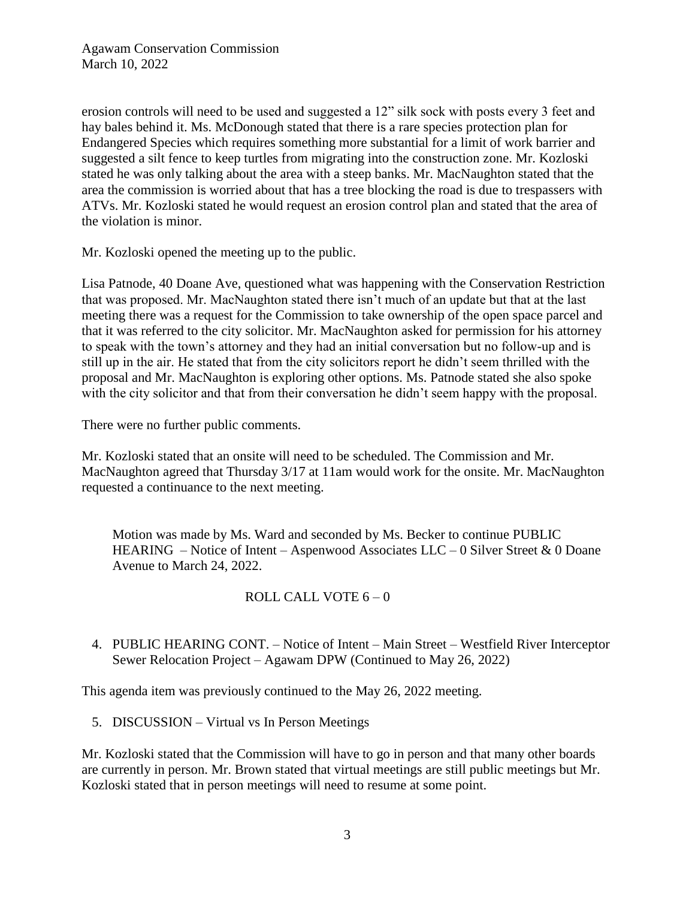erosion controls will need to be used and suggested a 12" silk sock with posts every 3 feet and hay bales behind it. Ms. McDonough stated that there is a rare species protection plan for Endangered Species which requires something more substantial for a limit of work barrier and suggested a silt fence to keep turtles from migrating into the construction zone. Mr. Kozloski stated he was only talking about the area with a steep banks. Mr. MacNaughton stated that the area the commission is worried about that has a tree blocking the road is due to trespassers with ATVs. Mr. Kozloski stated he would request an erosion control plan and stated that the area of the violation is minor.

Mr. Kozloski opened the meeting up to the public.

Lisa Patnode, 40 Doane Ave, questioned what was happening with the Conservation Restriction that was proposed. Mr. MacNaughton stated there isn't much of an update but that at the last meeting there was a request for the Commission to take ownership of the open space parcel and that it was referred to the city solicitor. Mr. MacNaughton asked for permission for his attorney to speak with the town's attorney and they had an initial conversation but no follow-up and is still up in the air. He stated that from the city solicitors report he didn't seem thrilled with the proposal and Mr. MacNaughton is exploring other options. Ms. Patnode stated she also spoke with the city solicitor and that from their conversation he didn't seem happy with the proposal.

There were no further public comments.

Mr. Kozloski stated that an onsite will need to be scheduled. The Commission and Mr. MacNaughton agreed that Thursday 3/17 at 11am would work for the onsite. Mr. MacNaughton requested a continuance to the next meeting.

> Motion was made by Ms. Ward and seconded by Ms. Becker to continue PUBLIC HEARING – Notice of Intent – Aspenwood Associates LLC – 0 Silver Street & 0 Doane Avenue to March 24, 2022.
>
> ROLL CALL VOTE 6 – 0

4. PUBLIC HEARING CONT. – Notice of Intent – Main Street – Westfield River Interceptor Sewer Relocation Project – Agawam DPW (Continued to May 26, 2022)

This agenda item was previously continued to the May 26, 2022 meeting.

5. DISCUSSION – Virtual vs In Person Meetings

Mr. Kozloski stated that the Commission will have to go in person and that many other boards are currently in person. Mr. Brown stated that virtual meetings are still public meetings but Mr. Kozloski stated that in person meetings will need to resume at some point.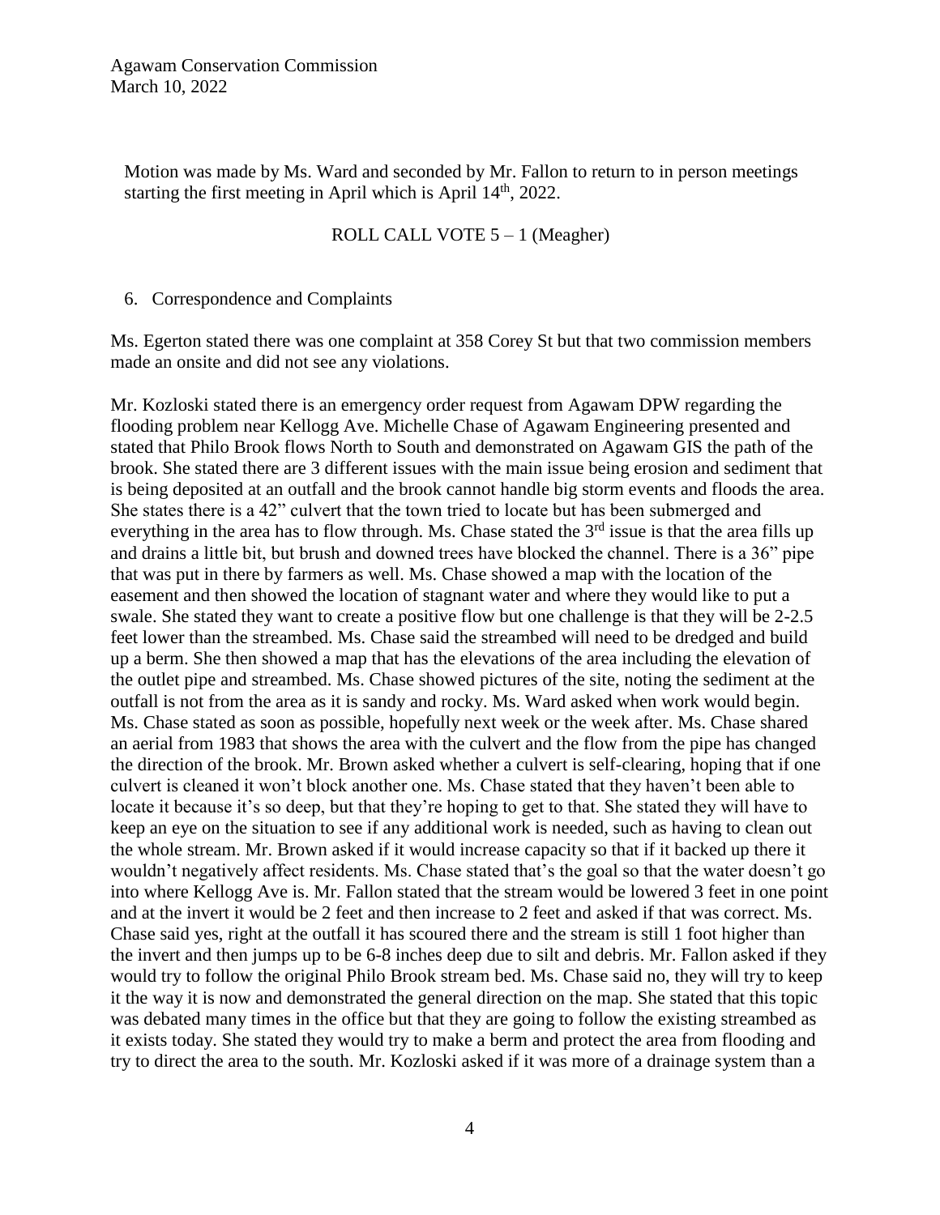Motion was made by Ms. Ward and seconded by Mr. Fallon to return to in person meetings starting the first meeting in April which is April 14th, 2022.

ROLL CALL VOTE 5 – 1 (Meagher)

6. Correspondence and Complaints

Ms. Egerton stated there was one complaint at 358 Corey St but that two commission members made an onsite and did not see any violations.

Mr. Kozloski stated there is an emergency order request from Agawam DPW regarding the flooding problem near Kellogg Ave. Michelle Chase of Agawam Engineering presented and stated that Philo Brook flows North to South and demonstrated on Agawam GIS the path of the brook. She stated there are 3 different issues with the main issue being erosion and sediment that is being deposited at an outfall and the brook cannot handle big storm events and floods the area. She states there is a 42" culvert that the town tried to locate but has been submerged and everything in the area has to flow through. Ms. Chase stated the 3rd issue is that the area fills up and drains a little bit, but brush and downed trees have blocked the channel. There is a 36" pipe that was put in there by farmers as well. Ms. Chase showed a map with the location of the easement and then showed the location of stagnant water and where they would like to put a swale. She stated they want to create a positive flow but one challenge is that they will be 2-2.5 feet lower than the streambed. Ms. Chase said the streambed will need to be dredged and build up a berm. She then showed a map that has the elevations of the area including the elevation of the outlet pipe and streambed. Ms. Chase showed pictures of the site, noting the sediment at the outfall is not from the area as it is sandy and rocky. Ms. Ward asked when work would begin. Ms. Chase stated as soon as possible, hopefully next week or the week after. Ms. Chase shared an aerial from 1983 that shows the area with the culvert and the flow from the pipe has changed the direction of the brook. Mr. Brown asked whether a culvert is self-clearing, hoping that if one culvert is cleaned it won't block another one. Ms. Chase stated that they haven't been able to locate it because it's so deep, but that they're hoping to get to that. She stated they will have to keep an eye on the situation to see if any additional work is needed, such as having to clean out the whole stream. Mr. Brown asked if it would increase capacity so that if it backed up there it wouldn't negatively affect residents. Ms. Chase stated that's the goal so that the water doesn't go into where Kellogg Ave is. Mr. Fallon stated that the stream would be lowered 3 feet in one point and at the invert it would be 2 feet and then increase to 2 feet and asked if that was correct. Ms. Chase said yes, right at the outfall it has scoured there and the stream is still 1 foot higher than the invert and then jumps up to be 6-8 inches deep due to silt and debris. Mr. Fallon asked if they would try to follow the original Philo Brook stream bed. Ms. Chase said no, they will try to keep it the way it is now and demonstrated the general direction on the map. She stated that this topic was debated many times in the office but that they are going to follow the existing streambed as it exists today. She stated they would try to make a berm and protect the area from flooding and try to direct the area to the south. Mr. Kozloski asked if it was more of a drainage system than a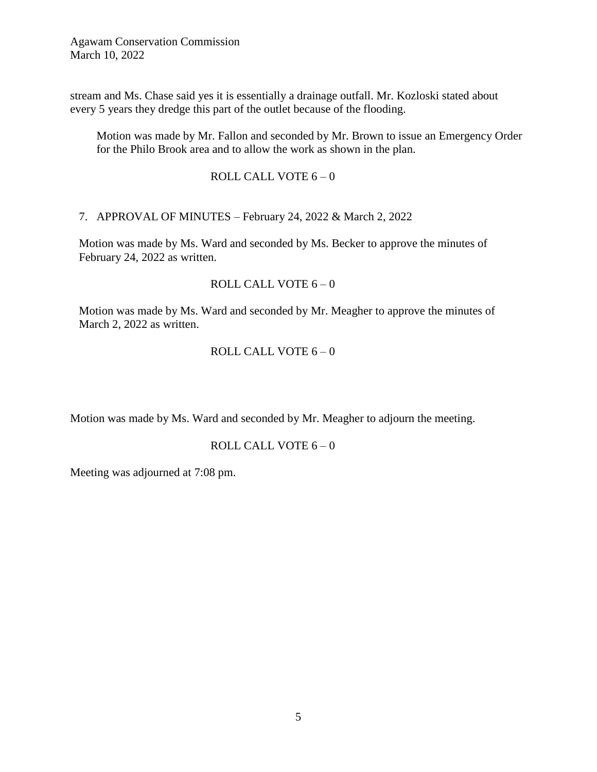stream and Ms. Chase said yes it is essentially a drainage outfall. Mr. Kozloski stated about every 5 years they dredge this part of the outlet because of the flooding.

Motion was made by Mr. Fallon and seconded by Mr. Brown to issue an Emergency Order for the Philo Brook area and to allow the work as shown in the plan.

ROLL CALL VOTE 6 – 0

7. APPROVAL OF MINUTES – February 24, 2022 & March 2, 2022

Motion was made by Ms. Ward and seconded by Ms. Becker to approve the minutes of February 24, 2022 as written.

ROLL CALL VOTE 6 – 0

Motion was made by Ms. Ward and seconded by Mr. Meagher to approve the minutes of March 2, 2022 as written.

ROLL CALL VOTE 6 – 0

Motion was made by Ms. Ward and seconded by Mr. Meagher to adjourn the meeting.

ROLL CALL VOTE 6 – 0

Meeting was adjourned at 7:08 pm.